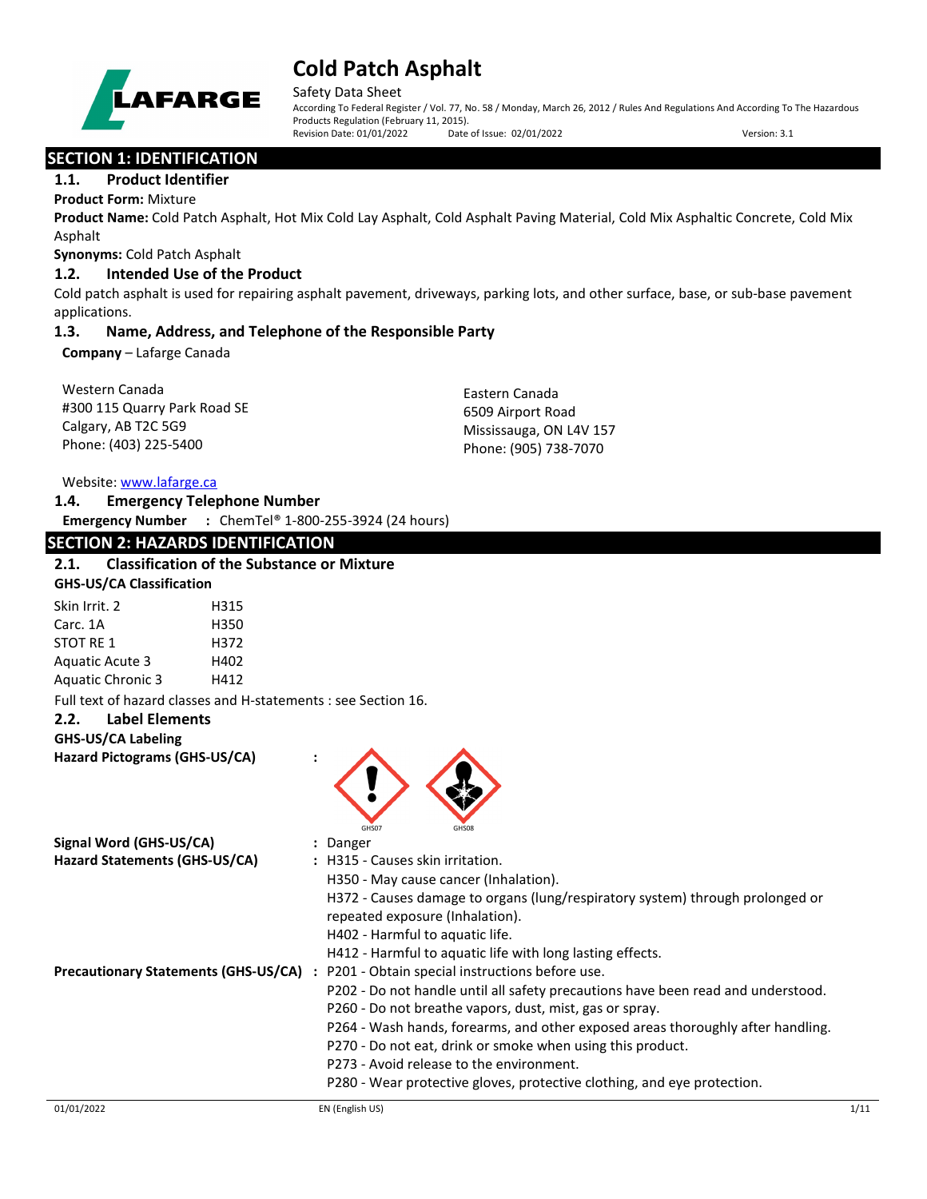# Cold Patch Asphalt

Safety Data Sheet

According To Federal Register / Vol. 77, No. 58 / Monday, March 26, 2012 / Rules And Regulations And According To The Hazardous Products Regulation (February 11, 2015).

Revision Date: 01/01/2022 Date of Issue: 02/01/2022 Version: 3.1

## SECTION 1: IDENTIFICATION

### 1.1. Product Identifier

**Product Form:** Mixture

**Product Name:** Cold Patch Asphalt, Hot Mix Cold Lay Asphalt, Cold Asphalt Paving Material, Cold Mix Asphaltic Concrete, Cold Mix Asphalt

**Synonyms:** Cold Patch Asphalt

### 1.2. Intended Use of the Product

Cold patch asphalt is used for repairing asphalt pavement, driveways, parking lots, and other surface, base, or sub-base pavement applications.

### 1.3. Name, Address, and Telephone of the Responsible Party

**Company** – Lafarge Canada

Western Canada
#300 115 Quarry Park Road SE
Calgary, AB T2C 5G9
Phone: (403) 225-5400

Eastern Canada
6509 Airport Road
Mississauga, ON L4V 157
Phone: (905) 738-7070

Website: www.lafarge.ca

### 1.4. Emergency Telephone Number

**Emergency Number** : ChemTel® 1-800-255-3924 (24 hours)

## SECTION 2: HAZARDS IDENTIFICATION

### 2.1. Classification of the Substance or Mixture

**GHS-US/CA Classification**

| | |
|---|---|
| Skin Irrit. 2 | H315 |
| Carc. 1A | H350 |
| STOT RE 1 | H372 |
| Aquatic Acute 3 | H402 |
| Aquatic Chronic 3 | H412 |

Full text of hazard classes and H-statements : see Section 16.

### 2.2. Label Elements

**GHS-US/CA Labeling**

**Hazard Pictograms (GHS-US/CA)** :

GHS07 GHS08

**Signal Word (GHS-US/CA)** : Danger

**Hazard Statements (GHS-US/CA)** :
- H315 - Causes skin irritation.
- H350 - May cause cancer (Inhalation).
- H372 - Causes damage to organs (lung/respiratory system) through prolonged or repeated exposure (Inhalation).
- H402 - Harmful to aquatic life.
- H412 - Harmful to aquatic life with long lasting effects.

**Precautionary Statements (GHS-US/CA)** :
- P201 - Obtain special instructions before use.
- P202 - Do not handle until all safety precautions have been read and understood.
- P260 - Do not breathe vapors, dust, mist, gas or spray.
- P264 - Wash hands, forearms, and other exposed areas thoroughly after handling.
- P270 - Do not eat, drink or smoke when using this product.
- P273 - Avoid release to the environment.
- P280 - Wear protective gloves, protective clothing, and eye protection.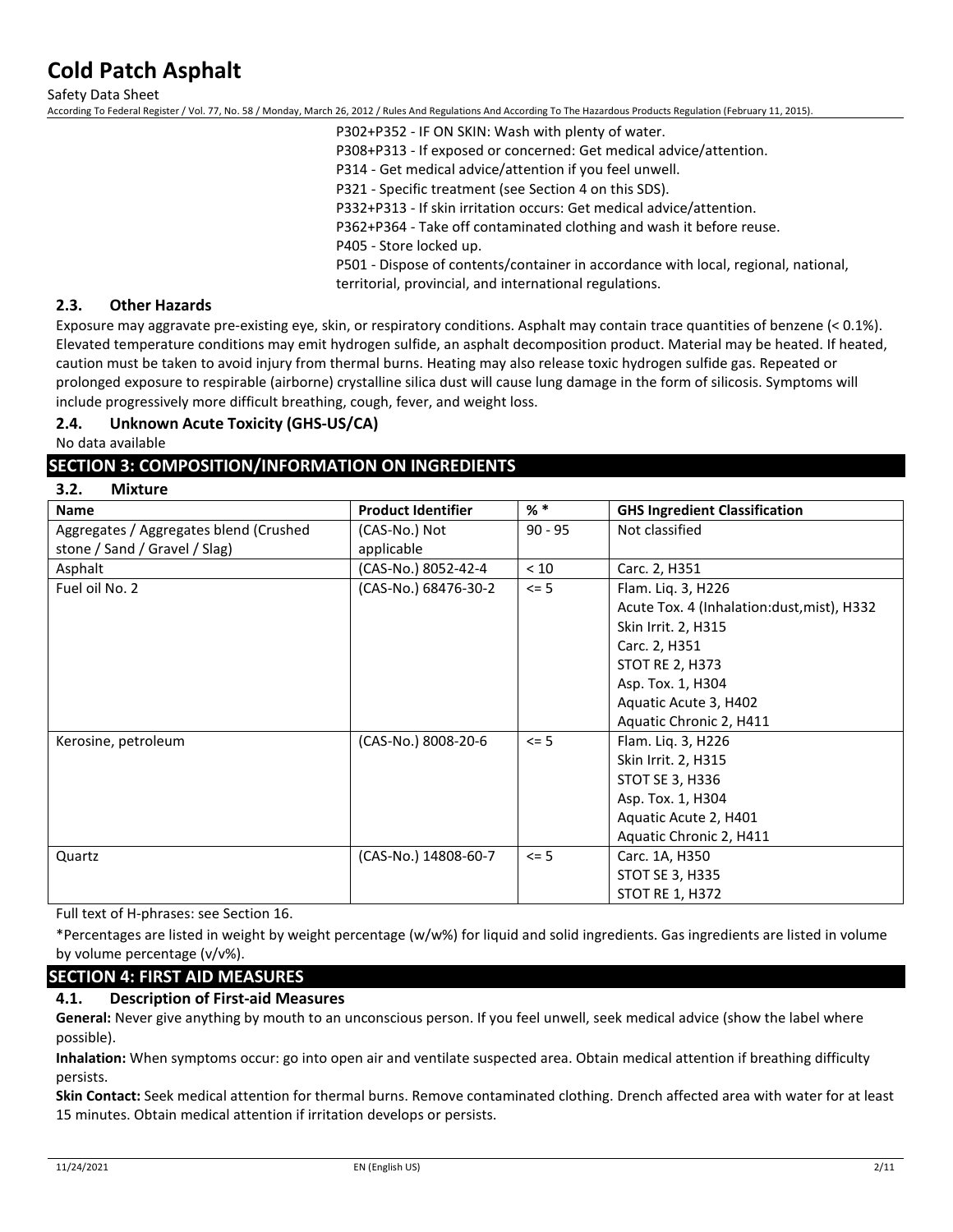P302+P352 - IF ON SKIN: Wash with plenty of water.
P308+P313 - If exposed or concerned: Get medical advice/attention.
P314 - Get medical advice/attention if you feel unwell.
P321 - Specific treatment (see Section 4 on this SDS).
P332+P313 - If skin irritation occurs: Get medical advice/attention.
P362+P364 - Take off contaminated clothing and wash it before reuse.
P405 - Store locked up.
P501 - Dispose of contents/container in accordance with local, regional, national, territorial, provincial, and international regulations.

### 2.3. Other Hazards

Exposure may aggravate pre-existing eye, skin, or respiratory conditions. Asphalt may contain trace quantities of benzene (< 0.1%). Elevated temperature conditions may emit hydrogen sulfide, an asphalt decomposition product. Material may be heated. If heated, caution must be taken to avoid injury from thermal burns. Heating may also release toxic hydrogen sulfide gas. Repeated or prolonged exposure to respirable (airborne) crystalline silica dust will cause lung damage in the form of silicosis. Symptoms will include progressively more difficult breathing, cough, fever, and weight loss.

### 2.4. Unknown Acute Toxicity (GHS-US/CA)

No data available

## SECTION 3: COMPOSITION/INFORMATION ON INGREDIENTS

### 3.2. Mixture

| Name | Product Identifier | % * | GHS Ingredient Classification |
|---|---|---|---|
| Aggregates / Aggregates blend (Crushed stone / Sand / Gravel / Slag) | (CAS-No.) Not applicable | 90 - 95 | Not classified |
| Asphalt | (CAS-No.) 8052-42-4 | < 10 | Carc. 2, H351 |
| Fuel oil No. 2 | (CAS-No.) 68476-30-2 | <= 5 | Flam. Liq. 3, H226<br>Acute Tox. 4 (Inhalation:dust,mist), H332<br>Skin Irrit. 2, H315<br>Carc. 2, H351<br>STOT RE 2, H373<br>Asp. Tox. 1, H304<br>Aquatic Acute 3, H402<br>Aquatic Chronic 2, H411 |
| Kerosine, petroleum | (CAS-No.) 8008-20-6 | <= 5 | Flam. Liq. 3, H226<br>Skin Irrit. 2, H315<br>STOT SE 3, H336<br>Asp. Tox. 1, H304<br>Aquatic Acute 2, H401<br>Aquatic Chronic 2, H411 |
| Quartz | (CAS-No.) 14808-60-7 | <= 5 | Carc. 1A, H350<br>STOT SE 3, H335<br>STOT RE 1, H372 |

Full text of H-phrases: see Section 16.

*Percentages are listed in weight by weight percentage (w/w%) for liquid and solid ingredients. Gas ingredients are listed in volume by volume percentage (v/v%).

## SECTION 4: FIRST AID MEASURES

### 4.1. Description of First-aid Measures

**General:** Never give anything by mouth to an unconscious person. If you feel unwell, seek medical advice (show the label where possible).

**Inhalation:** When symptoms occur: go into open air and ventilate suspected area. Obtain medical attention if breathing difficulty persists.

**Skin Contact:** Seek medical attention for thermal burns. Remove contaminated clothing. Drench affected area with water for at least 15 minutes. Obtain medical attention if irritation develops or persists.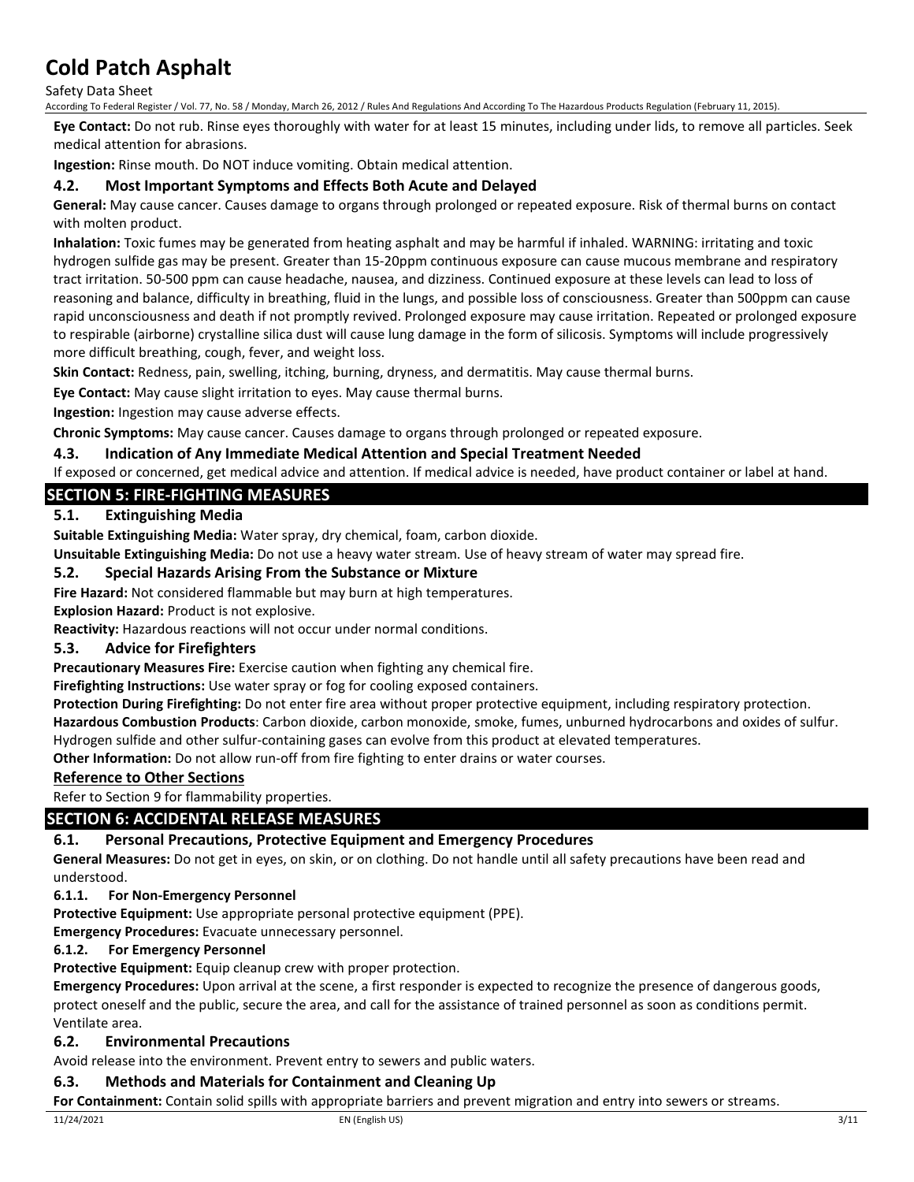**Eye Contact:** Do not rub. Rinse eyes thoroughly with water for at least 15 minutes, including under lids, to remove all particles. Seek medical attention for abrasions.

**Ingestion:** Rinse mouth. Do NOT induce vomiting. Obtain medical attention.

### 4.2. Most Important Symptoms and Effects Both Acute and Delayed

**General:** May cause cancer. Causes damage to organs through prolonged or repeated exposure. Risk of thermal burns on contact with molten product.

**Inhalation:** Toxic fumes may be generated from heating asphalt and may be harmful if inhaled. WARNING: irritating and toxic hydrogen sulfide gas may be present. Greater than 15-20ppm continuous exposure can cause mucous membrane and respiratory tract irritation. 50-500 ppm can cause headache, nausea, and dizziness. Continued exposure at these levels can lead to loss of reasoning and balance, difficulty in breathing, fluid in the lungs, and possible loss of consciousness. Greater than 500ppm can cause rapid unconsciousness and death if not promptly revived. Prolonged exposure may cause irritation. Repeated or prolonged exposure to respirable (airborne) crystalline silica dust will cause lung damage in the form of silicosis. Symptoms will include progressively more difficult breathing, cough, fever, and weight loss.

**Skin Contact:** Redness, pain, swelling, itching, burning, dryness, and dermatitis. May cause thermal burns.

**Eye Contact:** May cause slight irritation to eyes. May cause thermal burns.

**Ingestion:** Ingestion may cause adverse effects.

**Chronic Symptoms:** May cause cancer. Causes damage to organs through prolonged or repeated exposure.

### 4.3. Indication of Any Immediate Medical Attention and Special Treatment Needed

If exposed or concerned, get medical advice and attention. If medical advice is needed, have product container or label at hand.

## SECTION 5: FIRE-FIGHTING MEASURES

### 5.1. Extinguishing Media

**Suitable Extinguishing Media:** Water spray, dry chemical, foam, carbon dioxide.

**Unsuitable Extinguishing Media:** Do not use a heavy water stream. Use of heavy stream of water may spread fire.

### 5.2. Special Hazards Arising From the Substance or Mixture

**Fire Hazard:** Not considered flammable but may burn at high temperatures.

**Explosion Hazard:** Product is not explosive.

**Reactivity:** Hazardous reactions will not occur under normal conditions.

### 5.3. Advice for Firefighters

**Precautionary Measures Fire:** Exercise caution when fighting any chemical fire.

**Firefighting Instructions:** Use water spray or fog for cooling exposed containers.

**Protection During Firefighting:** Do not enter fire area without proper protective equipment, including respiratory protection.

**Hazardous Combustion Products**: Carbon dioxide, carbon monoxide, smoke, fumes, unburned hydrocarbons and oxides of sulfur. Hydrogen sulfide and other sulfur-containing gases can evolve from this product at elevated temperatures.

**Other Information:** Do not allow run-off from fire fighting to enter drains or water courses.

### Reference to Other Sections

Refer to Section 9 for flammability properties.

## SECTION 6: ACCIDENTAL RELEASE MEASURES

### 6.1. Personal Precautions, Protective Equipment and Emergency Procedures

**General Measures:** Do not get in eyes, on skin, or on clothing. Do not handle until all safety precautions have been read and understood.

#### 6.1.1. For Non-Emergency Personnel

**Protective Equipment:** Use appropriate personal protective equipment (PPE).

**Emergency Procedures:** Evacuate unnecessary personnel.

#### 6.1.2. For Emergency Personnel

**Protective Equipment:** Equip cleanup crew with proper protection.

**Emergency Procedures:** Upon arrival at the scene, a first responder is expected to recognize the presence of dangerous goods, protect oneself and the public, secure the area, and call for the assistance of trained personnel as soon as conditions permit. Ventilate area.

### 6.2. Environmental Precautions

Avoid release into the environment. Prevent entry to sewers and public waters.

### 6.3. Methods and Materials for Containment and Cleaning Up

**For Containment:** Contain solid spills with appropriate barriers and prevent migration and entry into sewers or streams.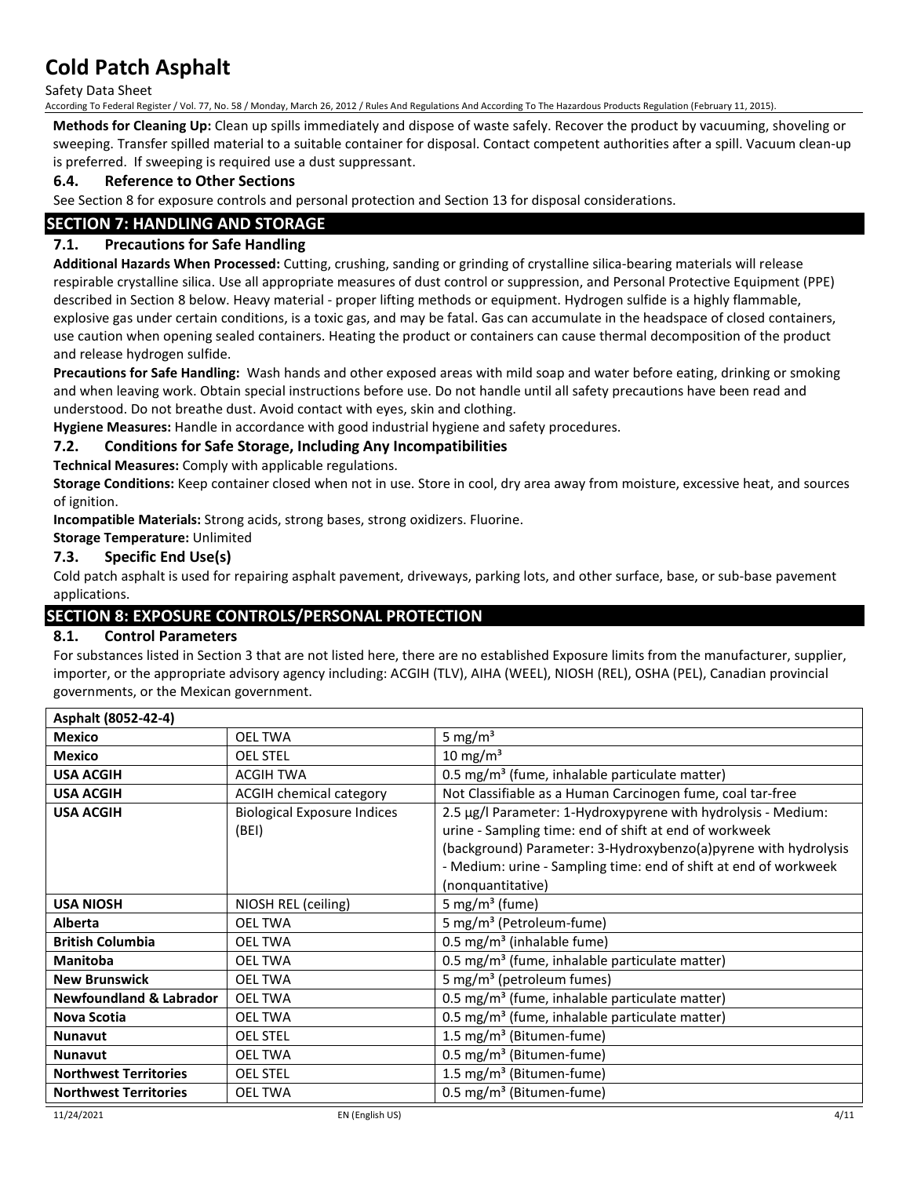**Methods for Cleaning Up:** Clean up spills immediately and dispose of waste safely. Recover the product by vacuuming, shoveling or sweeping. Transfer spilled material to a suitable container for disposal. Contact competent authorities after a spill. Vacuum clean-up is preferred. If sweeping is required use a dust suppressant.

### 6.4. Reference to Other Sections

See Section 8 for exposure controls and personal protection and Section 13 for disposal considerations.

## SECTION 7: HANDLING AND STORAGE

### 7.1. Precautions for Safe Handling

**Additional Hazards When Processed:** Cutting, crushing, sanding or grinding of crystalline silica-bearing materials will release respirable crystalline silica. Use all appropriate measures of dust control or suppression, and Personal Protective Equipment (PPE) described in Section 8 below. Heavy material - proper lifting methods or equipment. Hydrogen sulfide is a highly flammable, explosive gas under certain conditions, is a toxic gas, and may be fatal. Gas can accumulate in the headspace of closed containers, use caution when opening sealed containers. Heating the product or containers can cause thermal decomposition of the product and release hydrogen sulfide.

**Precautions for Safe Handling:** Wash hands and other exposed areas with mild soap and water before eating, drinking or smoking and when leaving work. Obtain special instructions before use. Do not handle until all safety precautions have been read and understood. Do not breathe dust. Avoid contact with eyes, skin and clothing.

**Hygiene Measures:** Handle in accordance with good industrial hygiene and safety procedures.

### 7.2. Conditions for Safe Storage, Including Any Incompatibilities

**Technical Measures:** Comply with applicable regulations.

**Storage Conditions:** Keep container closed when not in use. Store in cool, dry area away from moisture, excessive heat, and sources of ignition.

**Incompatible Materials:** Strong acids, strong bases, strong oxidizers. Fluorine.

**Storage Temperature:** Unlimited

### 7.3. Specific End Use(s)

Cold patch asphalt is used for repairing asphalt pavement, driveways, parking lots, and other surface, base, or sub-base pavement applications.

## SECTION 8: EXPOSURE CONTROLS/PERSONAL PROTECTION

### 8.1. Control Parameters

For substances listed in Section 3 that are not listed here, there are no established Exposure limits from the manufacturer, supplier, importer, or the appropriate advisory agency including: ACGIH (TLV), AIHA (WEEL), NIOSH (REL), OSHA (PEL), Canadian provincial governments, or the Mexican government.

| Asphalt (8052-42-4) | | |
|---|---|---|
| **Mexico** | OEL TWA | 5 mg/m³ |
| **Mexico** | OEL STEL | 10 mg/m³ |
| **USA ACGIH** | ACGIH TWA | 0.5 mg/m³ (fume, inhalable particulate matter) |
| **USA ACGIH** | ACGIH chemical category | Not Classifiable as a Human Carcinogen fume, coal tar-free |
| **USA ACGIH** | Biological Exposure Indices (BEI) | 2.5 µg/l Parameter: 1-Hydroxypyrene with hydrolysis - Medium: urine - Sampling time: end of shift at end of workweek (background) Parameter: 3-Hydroxybenzo(a)pyrene with hydrolysis - Medium: urine - Sampling time: end of shift at end of workweek (nonquantitative) |
| **USA NIOSH** | NIOSH REL (ceiling) | 5 mg/m³ (fume) |
| **Alberta** | OEL TWA | 5 mg/m³ (Petroleum-fume) |
| **British Columbia** | OEL TWA | 0.5 mg/m³ (inhalable fume) |
| **Manitoba** | OEL TWA | 0.5 mg/m³ (fume, inhalable particulate matter) |
| **New Brunswick** | OEL TWA | 5 mg/m³ (petroleum fumes) |
| **Newfoundland & Labrador** | OEL TWA | 0.5 mg/m³ (fume, inhalable particulate matter) |
| **Nova Scotia** | OEL TWA | 0.5 mg/m³ (fume, inhalable particulate matter) |
| **Nunavut** | OEL STEL | 1.5 mg/m³ (Bitumen-fume) |
| **Nunavut** | OEL TWA | 0.5 mg/m³ (Bitumen-fume) |
| **Northwest Territories** | OEL STEL | 1.5 mg/m³ (Bitumen-fume) |
| **Northwest Territories** | OEL TWA | 0.5 mg/m³ (Bitumen-fume) |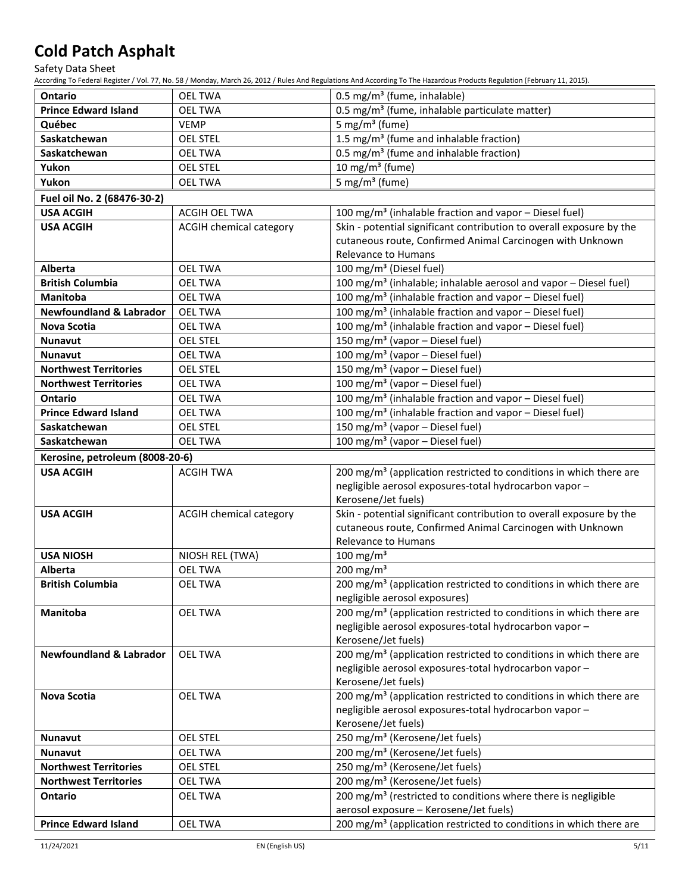| | | |
|---|---|---|
| **Ontario** | OEL TWA | 0.5 mg/m³ (fume, inhalable) |
| **Prince Edward Island** | OEL TWA | 0.5 mg/m³ (fume, inhalable particulate matter) |
| **Québec** | VEMP | 5 mg/m³ (fume) |
| **Saskatchewan** | OEL STEL | 1.5 mg/m³ (fume and inhalable fraction) |
| **Saskatchewan** | OEL TWA | 0.5 mg/m³ (fume and inhalable fraction) |
| **Yukon** | OEL STEL | 10 mg/m³ (fume) |
| **Yukon** | OEL TWA | 5 mg/m³ (fume) |
| **Fuel oil No. 2 (68476-30-2)** | | |
| **USA ACGIH** | ACGIH OEL TWA | 100 mg/m³ (inhalable fraction and vapor – Diesel fuel) |
| **USA ACGIH** | ACGIH chemical category | Skin - potential significant contribution to overall exposure by the cutaneous route, Confirmed Animal Carcinogen with Unknown Relevance to Humans |
| **Alberta** | OEL TWA | 100 mg/m³ (Diesel fuel) |
| **British Columbia** | OEL TWA | 100 mg/m³ (inhalable; inhalable aerosol and vapor – Diesel fuel) |
| **Manitoba** | OEL TWA | 100 mg/m³ (inhalable fraction and vapor – Diesel fuel) |
| **Newfoundland & Labrador** | OEL TWA | 100 mg/m³ (inhalable fraction and vapor – Diesel fuel) |
| **Nova Scotia** | OEL TWA | 100 mg/m³ (inhalable fraction and vapor – Diesel fuel) |
| **Nunavut** | OEL STEL | 150 mg/m³ (vapor – Diesel fuel) |
| **Nunavut** | OEL TWA | 100 mg/m³ (vapor – Diesel fuel) |
| **Northwest Territories** | OEL STEL | 150 mg/m³ (vapor – Diesel fuel) |
| **Northwest Territories** | OEL TWA | 100 mg/m³ (vapor – Diesel fuel) |
| **Ontario** | OEL TWA | 100 mg/m³ (inhalable fraction and vapor – Diesel fuel) |
| **Prince Edward Island** | OEL TWA | 100 mg/m³ (inhalable fraction and vapor – Diesel fuel) |
| **Saskatchewan** | OEL STEL | 150 mg/m³ (vapor – Diesel fuel) |
| **Saskatchewan** | OEL TWA | 100 mg/m³ (vapor – Diesel fuel) |
| **Kerosine, petroleum (8008-20-6)** | | |
| **USA ACGIH** | ACGIH TWA | 200 mg/m³ (application restricted to conditions in which there are negligible aerosol exposures-total hydrocarbon vapor – Kerosene/Jet fuels) |
| **USA ACGIH** | ACGIH chemical category | Skin - potential significant contribution to overall exposure by the cutaneous route, Confirmed Animal Carcinogen with Unknown Relevance to Humans |
| **USA NIOSH** | NIOSH REL (TWA) | 100 mg/m³ |
| **Alberta** | OEL TWA | 200 mg/m³ |
| **British Columbia** | OEL TWA | 200 mg/m³ (application restricted to conditions in which there are negligible aerosol exposures) |
| **Manitoba** | OEL TWA | 200 mg/m³ (application restricted to conditions in which there are negligible aerosol exposures-total hydrocarbon vapor – Kerosene/Jet fuels) |
| **Newfoundland & Labrador** | OEL TWA | 200 mg/m³ (application restricted to conditions in which there are negligible aerosol exposures-total hydrocarbon vapor – Kerosene/Jet fuels) |
| **Nova Scotia** | OEL TWA | 200 mg/m³ (application restricted to conditions in which there are negligible aerosol exposures-total hydrocarbon vapor – Kerosene/Jet fuels) |
| **Nunavut** | OEL STEL | 250 mg/m³ (Kerosene/Jet fuels) |
| **Nunavut** | OEL TWA | 200 mg/m³ (Kerosene/Jet fuels) |
| **Northwest Territories** | OEL STEL | 250 mg/m³ (Kerosene/Jet fuels) |
| **Northwest Territories** | OEL TWA | 200 mg/m³ (Kerosene/Jet fuels) |
| **Ontario** | OEL TWA | 200 mg/m³ (restricted to conditions where there is negligible aerosol exposure – Kerosene/Jet fuels) |
| **Prince Edward Island** | OEL TWA | 200 mg/m³ (application restricted to conditions in which there are |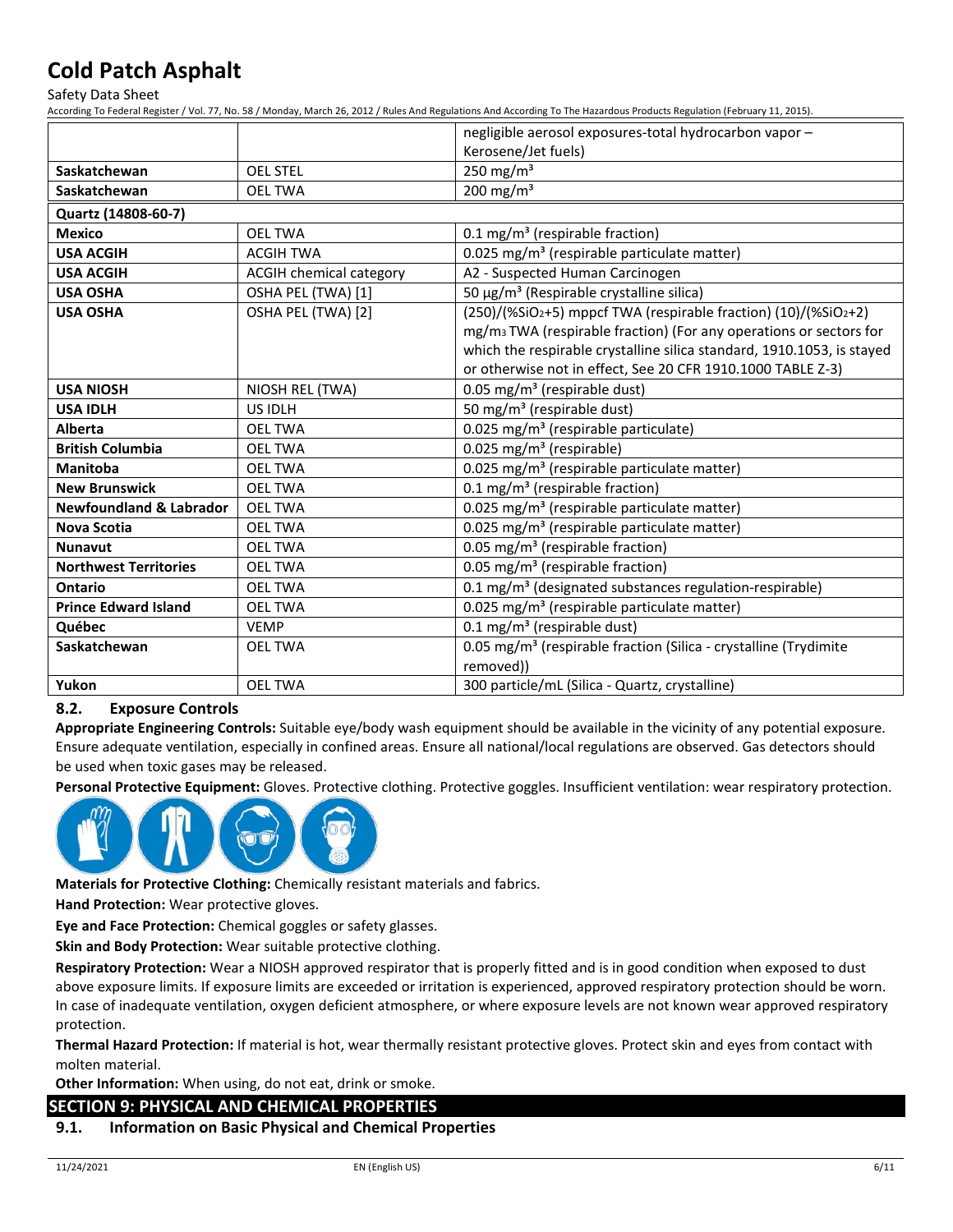|  |  | negligible aerosol exposures-total hydrocarbon vapor – Kerosene/Jet fuels) |
|---|---|---|
| **Saskatchewan** | OEL STEL | 250 mg/m³ |
| **Saskatchewan** | OEL TWA | 200 mg/m³ |
| **Quartz (14808-60-7)** | | |
| **Mexico** | OEL TWA | 0.1 mg/m³ (respirable fraction) |
| **USA ACGIH** | ACGIH TWA | 0.025 mg/m³ (respirable particulate matter) |
| **USA ACGIH** | ACGIH chemical category | A2 - Suspected Human Carcinogen |
| **USA OSHA** | OSHA PEL (TWA) [1] | 50 µg/m³ (Respirable crystalline silica) |
| **USA OSHA** | OSHA PEL (TWA) [2] | (250)/(%$SiO_2$+5) mppcf TWA (respirable fraction) (10)/(%$SiO_2$+2) $mg/m_3$ TWA (respirable fraction) (For any operations or sectors for which the respirable crystalline silica standard, 1910.1053, is stayed or otherwise not in effect, See 20 CFR 1910.1000 TABLE Z-3) |
| **USA NIOSH** | NIOSH REL (TWA) | 0.05 mg/m³ (respirable dust) |
| **USA IDLH** | US IDLH | 50 mg/m³ (respirable dust) |
| **Alberta** | OEL TWA | 0.025 mg/m³ (respirable particulate) |
| **British Columbia** | OEL TWA | 0.025 mg/m³ (respirable) |
| **Manitoba** | OEL TWA | 0.025 mg/m³ (respirable particulate matter) |
| **New Brunswick** | OEL TWA | 0.1 mg/m³ (respirable fraction) |
| **Newfoundland & Labrador** | OEL TWA | 0.025 mg/m³ (respirable particulate matter) |
| **Nova Scotia** | OEL TWA | 0.025 mg/m³ (respirable particulate matter) |
| **Nunavut** | OEL TWA | 0.05 mg/m³ (respirable fraction) |
| **Northwest Territories** | OEL TWA | 0.05 mg/m³ (respirable fraction) |
| **Ontario** | OEL TWA | 0.1 mg/m³ (designated substances regulation-respirable) |
| **Prince Edward Island** | OEL TWA | 0.025 mg/m³ (respirable particulate matter) |
| **Québec** | VEMP | 0.1 mg/m³ (respirable dust) |
| **Saskatchewan** | OEL TWA | 0.05 mg/m³ (respirable fraction (Silica - crystalline (Trydimite removed)) |
| **Yukon** | OEL TWA | 300 particle/mL (Silica - Quartz, crystalline) |

### 8.2. Exposure Controls

**Appropriate Engineering Controls:** Suitable eye/body wash equipment should be available in the vicinity of any potential exposure. Ensure adequate ventilation, especially in confined areas. Ensure all national/local regulations are observed. Gas detectors should be used when toxic gases may be released.

**Personal Protective Equipment:** Gloves. Protective clothing. Protective goggles. Insufficient ventilation: wear respiratory protection.

**Materials for Protective Clothing:** Chemically resistant materials and fabrics.

**Hand Protection:** Wear protective gloves.

**Eye and Face Protection:** Chemical goggles or safety glasses.

**Skin and Body Protection:** Wear suitable protective clothing.

**Respiratory Protection:** Wear a NIOSH approved respirator that is properly fitted and is in good condition when exposed to dust above exposure limits. If exposure limits are exceeded or irritation is experienced, approved respiratory protection should be worn. In case of inadequate ventilation, oxygen deficient atmosphere, or where exposure levels are not known wear approved respiratory protection.

**Thermal Hazard Protection:** If material is hot, wear thermally resistant protective gloves. Protect skin and eyes from contact with molten material.

**Other Information:** When using, do not eat, drink or smoke.

## SECTION 9: PHYSICAL AND CHEMICAL PROPERTIES

### 9.1. Information on Basic Physical and Chemical Properties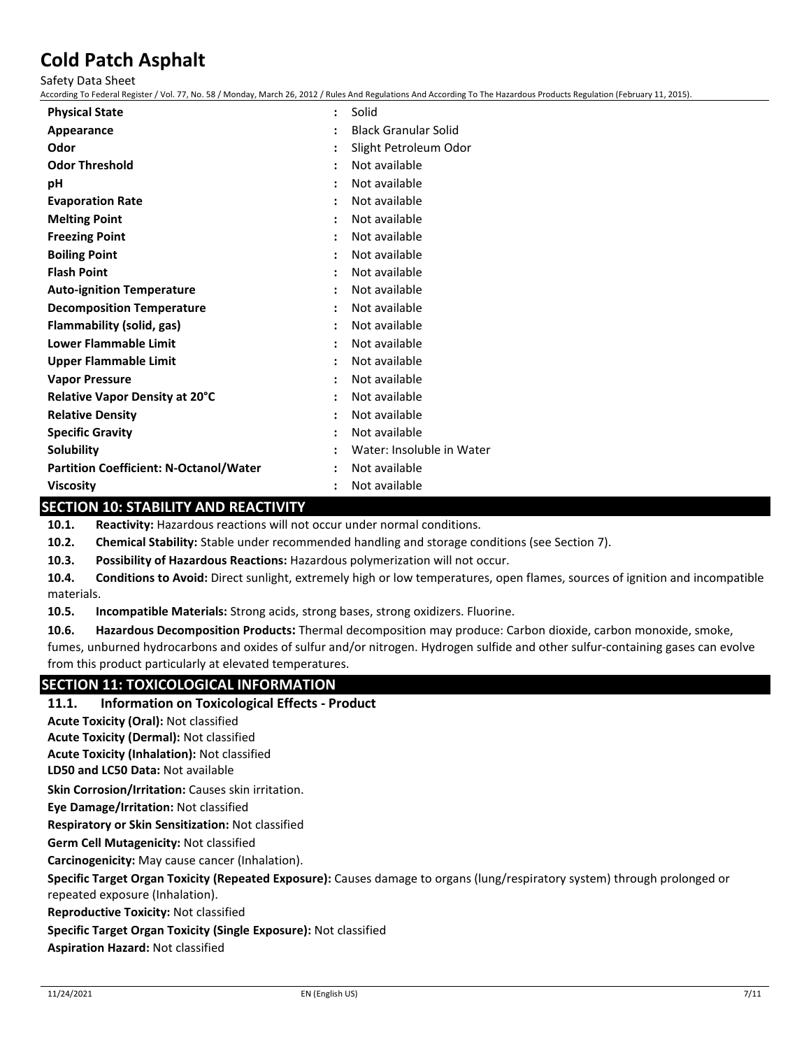| Property | | Value |
|---|---|---|
| **Physical State** | : | Solid |
| **Appearance** | : | Black Granular Solid |
| **Odor** | : | Slight Petroleum Odor |
| **Odor Threshold** | : | Not available |
| **pH** | : | Not available |
| **Evaporation Rate** | : | Not available |
| **Melting Point** | : | Not available |
| **Freezing Point** | : | Not available |
| **Boiling Point** | : | Not available |
| **Flash Point** | : | Not available |
| **Auto-ignition Temperature** | : | Not available |
| **Decomposition Temperature** | : | Not available |
| **Flammability (solid, gas)** | : | Not available |
| **Lower Flammable Limit** | : | Not available |
| **Upper Flammable Limit** | : | Not available |
| **Vapor Pressure** | : | Not available |
| **Relative Vapor Density at 20°C** | : | Not available |
| **Relative Density** | : | Not available |
| **Specific Gravity** | : | Not available |
| **Solubility** | : | Water: Insoluble in Water |
| **Partition Coefficient: N-Octanol/Water** | : | Not available |
| **Viscosity** | : | Not available |

## SECTION 10: STABILITY AND REACTIVITY

**10.1. Reactivity:** Hazardous reactions will not occur under normal conditions.

**10.2. Chemical Stability:** Stable under recommended handling and storage conditions (see Section 7).

**10.3. Possibility of Hazardous Reactions:** Hazardous polymerization will not occur.

**10.4. Conditions to Avoid:** Direct sunlight, extremely high or low temperatures, open flames, sources of ignition and incompatible materials.

**10.5. Incompatible Materials:** Strong acids, strong bases, strong oxidizers. Fluorine.

**10.6. Hazardous Decomposition Products:** Thermal decomposition may produce: Carbon dioxide, carbon monoxide, smoke, fumes, unburned hydrocarbons and oxides of sulfur and/or nitrogen. Hydrogen sulfide and other sulfur-containing gases can evolve from this product particularly at elevated temperatures.

## SECTION 11: TOXICOLOGICAL INFORMATION

### 11.1. Information on Toxicological Effects - Product

**Acute Toxicity (Oral):** Not classified

**Acute Toxicity (Dermal):** Not classified

**Acute Toxicity (Inhalation):** Not classified

**LD50 and LC50 Data:** Not available

**Skin Corrosion/Irritation:** Causes skin irritation.

**Eye Damage/Irritation:** Not classified

**Respiratory or Skin Sensitization:** Not classified

**Germ Cell Mutagenicity:** Not classified

**Carcinogenicity:** May cause cancer (Inhalation).

**Specific Target Organ Toxicity (Repeated Exposure):** Causes damage to organs (lung/respiratory system) through prolonged or repeated exposure (Inhalation).

**Reproductive Toxicity:** Not classified

**Specific Target Organ Toxicity (Single Exposure):** Not classified

**Aspiration Hazard:** Not classified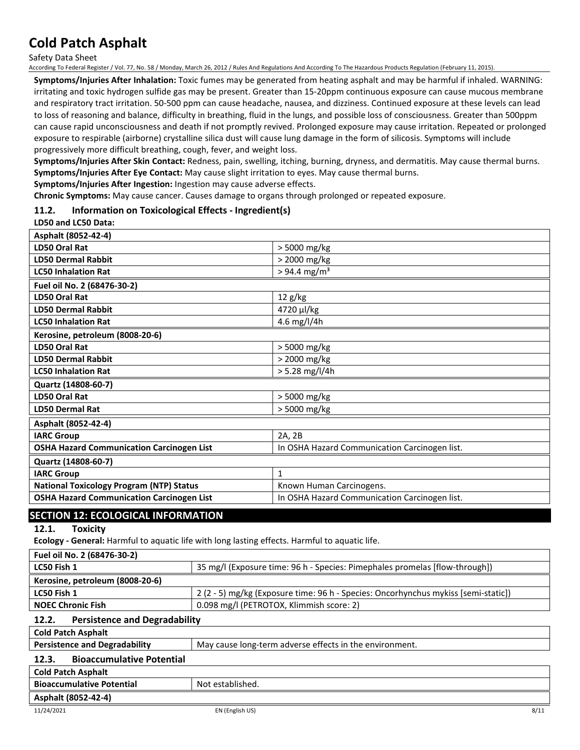**Symptoms/Injuries After Inhalation:** Toxic fumes may be generated from heating asphalt and may be harmful if inhaled. WARNING: irritating and toxic hydrogen sulfide gas may be present. Greater than 15-20ppm continuous exposure can cause mucous membrane and respiratory tract irritation. 50-500 ppm can cause headache, nausea, and dizziness. Continued exposure at these levels can lead to loss of reasoning and balance, difficulty in breathing, fluid in the lungs, and possible loss of consciousness. Greater than 500ppm can cause rapid unconsciousness and death if not promptly revived. Prolonged exposure may cause irritation. Repeated or prolonged exposure to respirable (airborne) crystalline silica dust will cause lung damage in the form of silicosis. Symptoms will include progressively more difficult breathing, cough, fever, and weight loss.

**Symptoms/Injuries After Skin Contact:** Redness, pain, swelling, itching, burning, dryness, and dermatitis. May cause thermal burns.

**Symptoms/Injuries After Eye Contact:** May cause slight irritation to eyes. May cause thermal burns.

**Symptoms/Injuries After Ingestion:** Ingestion may cause adverse effects.

**Chronic Symptoms:** May cause cancer. Causes damage to organs through prolonged or repeated exposure.

### 11.2. Information on Toxicological Effects - Ingredient(s)

**LD50 and LC50 Data:**

| **Asphalt (8052-42-4)** | |
|---|---|
| **LD50 Oral Rat** | > 5000 mg/kg |
| **LD50 Dermal Rabbit** | > 2000 mg/kg |
| **LC50 Inhalation Rat** | > 94.4 mg/m³ |
| **Fuel oil No. 2 (68476-30-2)** | |
| **LD50 Oral Rat** | 12 g/kg |
| **LD50 Dermal Rabbit** | 4720 µl/kg |
| **LC50 Inhalation Rat** | 4.6 mg/l/4h |
| **Kerosine, petroleum (8008-20-6)** | |
| **LD50 Oral Rat** | > 5000 mg/kg |
| **LD50 Dermal Rabbit** | > 2000 mg/kg |
| **LC50 Inhalation Rat** | > 5.28 mg/l/4h |
| **Quartz (14808-60-7)** | |
| **LD50 Oral Rat** | > 5000 mg/kg |
| **LD50 Dermal Rat** | > 5000 mg/kg |
| **Asphalt (8052-42-4)** | |
| **IARC Group** | 2A, 2B |
| **OSHA Hazard Communication Carcinogen List** | In OSHA Hazard Communication Carcinogen list. |
| **Quartz (14808-60-7)** | |
| **IARC Group** | 1 |
| **National Toxicology Program (NTP) Status** | Known Human Carcinogens. |
| **OSHA Hazard Communication Carcinogen List** | In OSHA Hazard Communication Carcinogen list. |

## SECTION 12: ECOLOGICAL INFORMATION

### 12.1. Toxicity

**Ecology - General:** Harmful to aquatic life with long lasting effects. Harmful to aquatic life.

| **Fuel oil No. 2 (68476-30-2)** | |
|---|---|
| **LC50 Fish 1** | 35 mg/l (Exposure time: 96 h - Species: Pimephales promelas [flow-through]) |
| **Kerosine, petroleum (8008-20-6)** | |
| **LC50 Fish 1** | 2 (2 - 5) mg/kg (Exposure time: 96 h - Species: Oncorhynchus mykiss [semi-static]) |
| **NOEC Chronic Fish** | 0.098 mg/l (PETROTOX, Klimmish score: 2) |

### 12.2. Persistence and Degradability

| **Cold Patch Asphalt** | |
|---|---|
| **Persistence and Degradability** | May cause long-term adverse effects in the environment. |

### 12.3. Bioaccumulative Potential

| **Cold Patch Asphalt** | |
|---|---|
| **Bioaccumulative Potential** | Not established. |
| **Asphalt (8052-42-4)** | |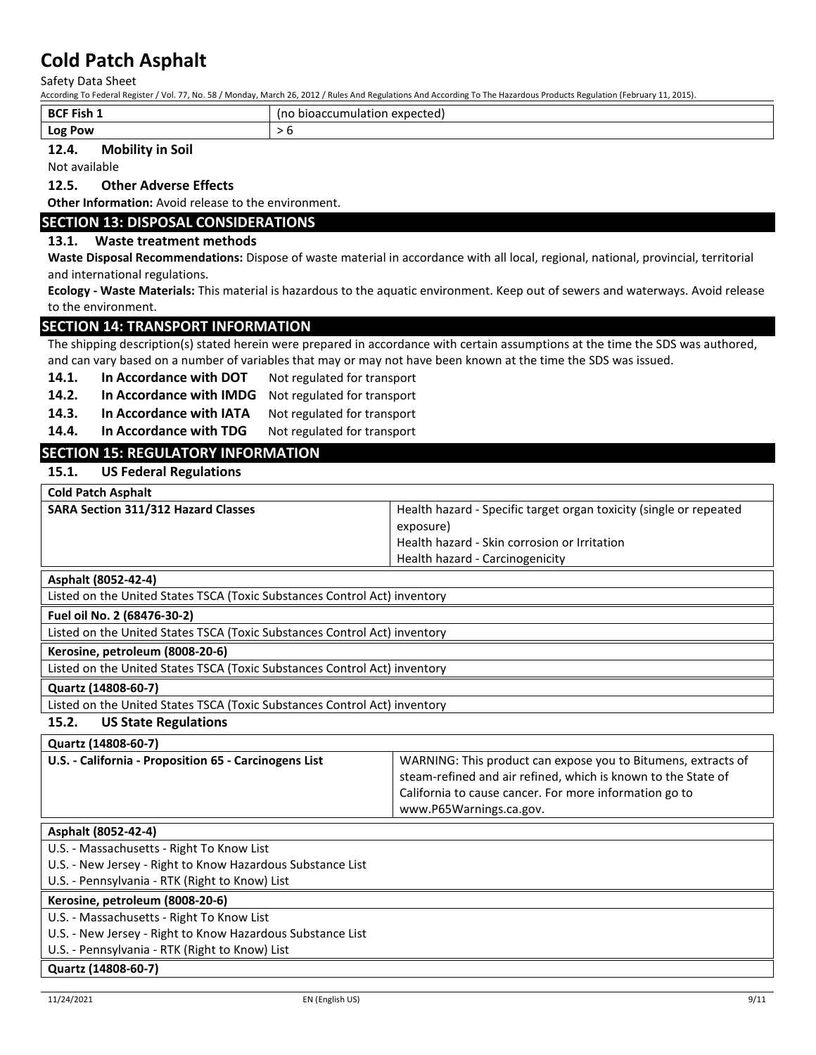| BCF Fish 1 | (no bioaccumulation expected) |
|---|---|
| Log Pow | > 6 |

### 12.4. Mobility in Soil

Not available

### 12.5. Other Adverse Effects

**Other Information:** Avoid release to the environment.

## SECTION 13: DISPOSAL CONSIDERATIONS

### 13.1. Waste treatment methods

**Waste Disposal Recommendations:** Dispose of waste material in accordance with all local, regional, national, provincial, territorial and international regulations.

**Ecology - Waste Materials:** This material is hazardous to the aquatic environment. Keep out of sewers and waterways. Avoid release to the environment.

## SECTION 14: TRANSPORT INFORMATION

The shipping description(s) stated herein were prepared in accordance with certain assumptions at the time the SDS was authored, and can vary based on a number of variables that may or may not have been known at the time the SDS was issued.

**14.1. In Accordance with DOT** Not regulated for transport

**14.2. In Accordance with IMDG** Not regulated for transport

**14.3. In Accordance with IATA** Not regulated for transport

**14.4. In Accordance with TDG** Not regulated for transport

## SECTION 15: REGULATORY INFORMATION

### 15.1. US Federal Regulations

| Cold Patch Asphalt | |
|---|---|
| **SARA Section 311/312 Hazard Classes** | Health hazard - Specific target organ toxicity (single or repeated exposure)<br>Health hazard - Skin corrosion or Irritation<br>Health hazard - Carcinogenicity |

| Asphalt (8052-42-4) |
|---|
| Listed on the United States TSCA (Toxic Substances Control Act) inventory |

| Fuel oil No. 2 (68476-30-2) |
|---|
| Listed on the United States TSCA (Toxic Substances Control Act) inventory |

| Kerosine, petroleum (8008-20-6) |
|---|
| Listed on the United States TSCA (Toxic Substances Control Act) inventory |

| Quartz (14808-60-7) |
|---|
| Listed on the United States TSCA (Toxic Substances Control Act) inventory |

### 15.2. US State Regulations

| Quartz (14808-60-7) | |
|---|---|
| **U.S. - California - Proposition 65 - Carcinogens List** | WARNING: This product can expose you to Bitumens, extracts of steam-refined and air refined, which is known to the State of California to cause cancer. For more information go to www.P65Warnings.ca.gov. |

| Asphalt (8052-42-4) |
|---|
| U.S. - Massachusetts - Right To Know List |
| U.S. - New Jersey - Right to Know Hazardous Substance List |
| U.S. - Pennsylvania - RTK (Right to Know) List |

| Kerosine, petroleum (8008-20-6) |
|---|
| U.S. - Massachusetts - Right To Know List |
| U.S. - New Jersey - Right to Know Hazardous Substance List |
| U.S. - Pennsylvania - RTK (Right to Know) List |

| Quartz (14808-60-7) |
|---|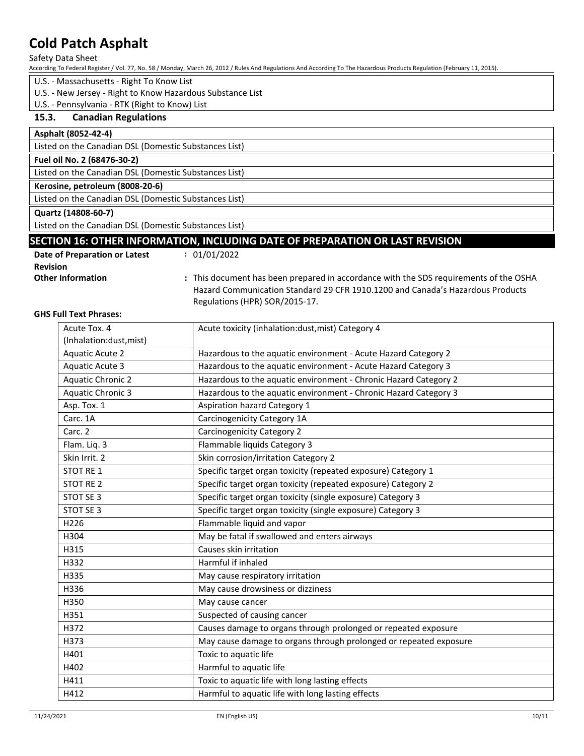U.S. - Massachusetts - Right To Know List

U.S. - New Jersey - Right to Know Hazardous Substance List

U.S. - Pennsylvania - RTK (Right to Know) List

### 15.3. Canadian Regulations

| Asphalt (8052-42-4) |
|---|
| Listed on the Canadian DSL (Domestic Substances List) |

| Fuel oil No. 2 (68476-30-2) |
|---|
| Listed on the Canadian DSL (Domestic Substances List) |

| Kerosine, petroleum (8008-20-6) |
|---|
| Listed on the Canadian DSL (Domestic Substances List) |

| Quartz (14808-60-7) |
|---|
| Listed on the Canadian DSL (Domestic Substances List) |

## SECTION 16: OTHER INFORMATION, INCLUDING DATE OF PREPARATION OR LAST REVISION

**Date of Preparation or Latest Revision** : 01/01/2022

**Other Information** : This document has been prepared in accordance with the SDS requirements of the OSHA Hazard Communication Standard 29 CFR 1910.1200 and Canada's Hazardous Products Regulations (HPR) SOR/2015-17.

**GHS Full Text Phrases:**

| | |
|---|---|
| Acute Tox. 4 (Inhalation:dust,mist) | Acute toxicity (inhalation:dust,mist) Category 4 |
| Aquatic Acute 2 | Hazardous to the aquatic environment - Acute Hazard Category 2 |
| Aquatic Acute 3 | Hazardous to the aquatic environment - Acute Hazard Category 3 |
| Aquatic Chronic 2 | Hazardous to the aquatic environment - Chronic Hazard Category 2 |
| Aquatic Chronic 3 | Hazardous to the aquatic environment - Chronic Hazard Category 3 |
| Asp. Tox. 1 | Aspiration hazard Category 1 |
| Carc. 1A | Carcinogenicity Category 1A |
| Carc. 2 | Carcinogenicity Category 2 |
| Flam. Liq. 3 | Flammable liquids Category 3 |
| Skin Irrit. 2 | Skin corrosion/irritation Category 2 |
| STOT RE 1 | Specific target organ toxicity (repeated exposure) Category 1 |
| STOT RE 2 | Specific target organ toxicity (repeated exposure) Category 2 |
| STOT SE 3 | Specific target organ toxicity (single exposure) Category 3 |
| STOT SE 3 | Specific target organ toxicity (single exposure) Category 3 |
| H226 | Flammable liquid and vapor |
| H304 | May be fatal if swallowed and enters airways |
| H315 | Causes skin irritation |
| H332 | Harmful if inhaled |
| H335 | May cause respiratory irritation |
| H336 | May cause drowsiness or dizziness |
| H350 | May cause cancer |
| H351 | Suspected of causing cancer |
| H372 | Causes damage to organs through prolonged or repeated exposure |
| H373 | May cause damage to organs through prolonged or repeated exposure |
| H401 | Toxic to aquatic life |
| H402 | Harmful to aquatic life |
| H411 | Toxic to aquatic life with long lasting effects |
| H412 | Harmful to aquatic life with long lasting effects |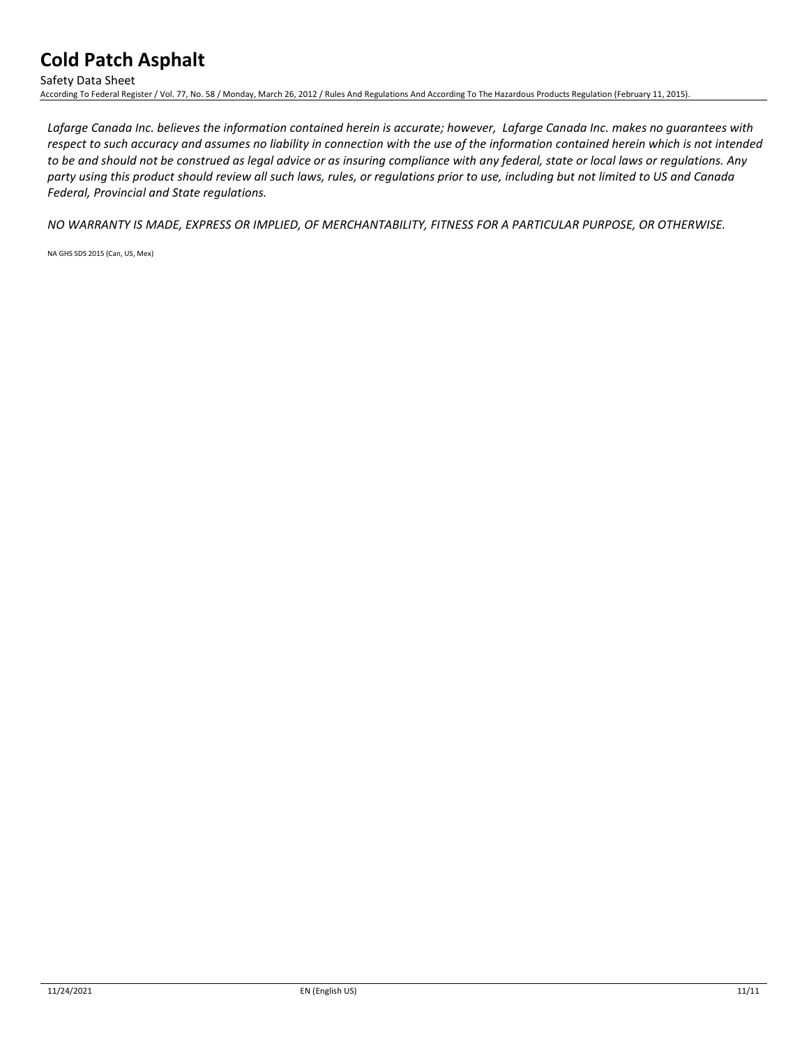*Lafarge Canada Inc. believes the information contained herein is accurate; however, Lafarge Canada Inc. makes no guarantees with respect to such accuracy and assumes no liability in connection with the use of the information contained herein which is not intended to be and should not be construed as legal advice or as insuring compliance with any federal, state or local laws or regulations. Any party using this product should review all such laws, rules, or regulations prior to use, including but not limited to US and Canada Federal, Provincial and State regulations.*

*NO WARRANTY IS MADE, EXPRESS OR IMPLIED, OF MERCHANTABILITY, FITNESS FOR A PARTICULAR PURPOSE, OR OTHERWISE.*

NA GHS SDS 2015 (Can, US, Mex)